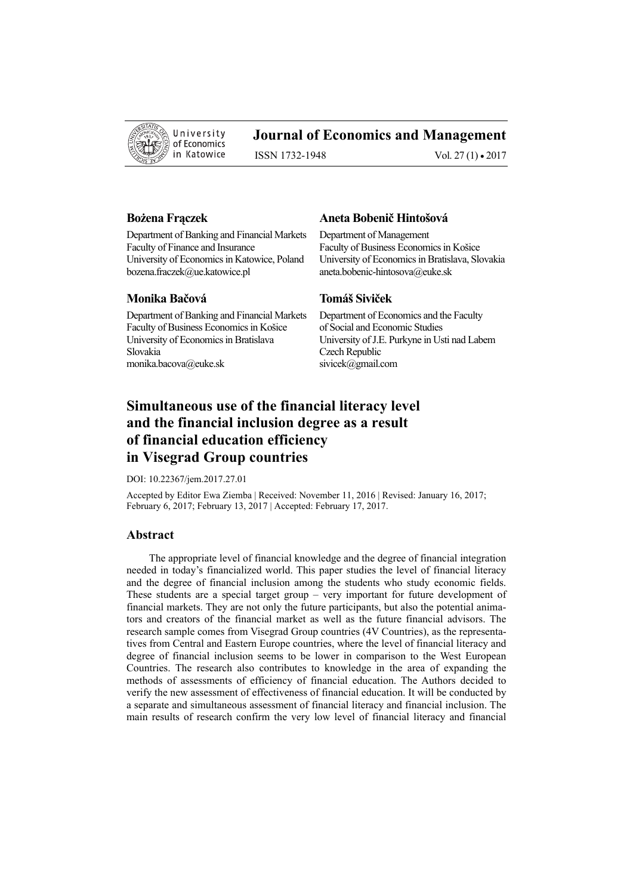**Journal of Economics and Management**

ISSN 1732-1948 Vol. 27 (1) • 2017

**Bożena Frączek**

Department of Banking and Financial Markets
Faculty of Finance and Insurance
University of Economics in Katowice, Poland
bozena.fraczek@ue.katowice.pl

**Aneta Bobenič Hintošová**

Department of Management
Faculty of Business Economics in Košice
University of Economics in Bratislava, Slovakia
aneta.bobenic-hintosova@euke.sk

**Monika Bačová**

Department of Banking and Financial Markets
Faculty of Business Economics in Košice
University of Economics in Bratislava
Slovakia
monika.bacova@euke.sk

**Tomáš Siviček**

Department of Economics and the Faculty of Social and Economic Studies
University of J.E. Purkyne in Usti nad Labem
Czech Republic
sivicek@gmail.com

# Simultaneous use of the financial literacy level and the financial inclusion degree as a result of financial education efficiency in Visegrad Group countries

DOI: 10.22367/jem.2017.27.01

Accepted by Editor Ewa Ziemba | Received: November 11, 2016 | Revised: January 16, 2017; February 6, 2017; February 13, 2017 | Accepted: February 17, 2017.

## Abstract

The appropriate level of financial knowledge and the degree of financial integration needed in today's financialized world. This paper studies the level of financial literacy and the degree of financial inclusion among the students who study economic fields. These students are a special target group – very important for future development of financial markets. They are not only the future participants, but also the potential animators and creators of the financial market as well as the future financial advisors. The research sample comes from Visegrad Group countries (4V Countries), as the representatives from Central and Eastern Europe countries, where the level of financial literacy and degree of financial inclusion seems to be lower in comparison to the West European Countries. The research also contributes to knowledge in the area of expanding the methods of assessments of efficiency of financial education. The Authors decided to verify the new assessment of effectiveness of financial education. It will be conducted by a separate and simultaneous assessment of financial literacy and financial inclusion. The main results of research confirm the very low level of financial literacy and financial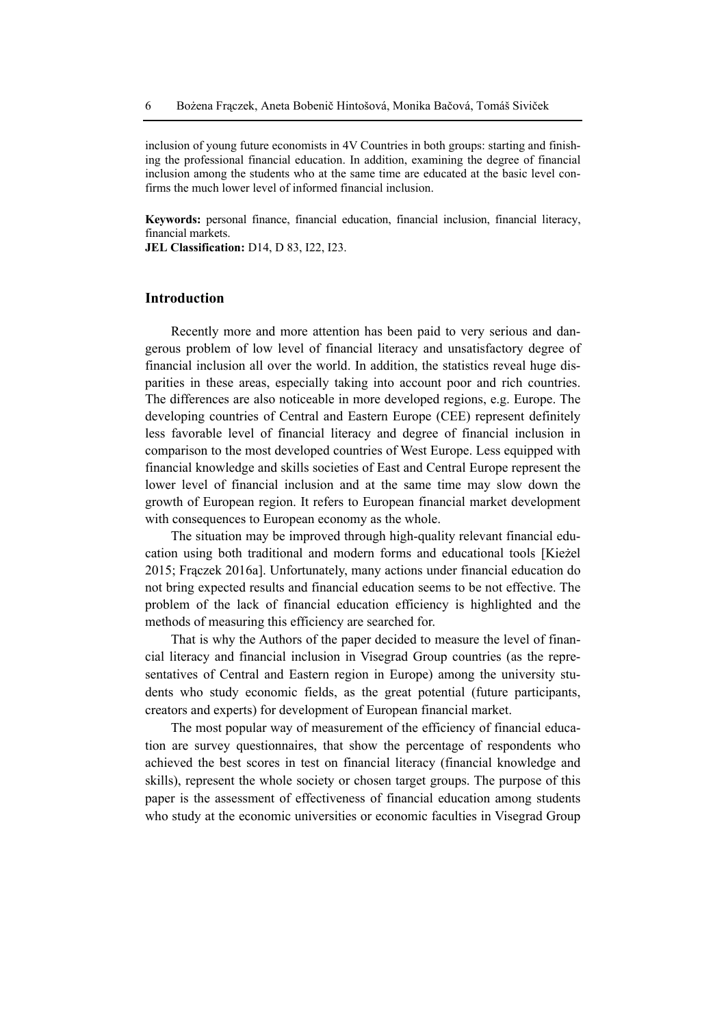inclusion of young future economists in 4V Countries in both groups: starting and finishing the professional financial education. In addition, examining the degree of financial inclusion among the students who at the same time are educated at the basic level confirms the much lower level of informed financial inclusion.

**Keywords:** personal finance, financial education, financial inclusion, financial literacy, financial markets.

**JEL Classification:** D14, D 83, I22, I23.

## Introduction

Recently more and more attention has been paid to very serious and dangerous problem of low level of financial literacy and unsatisfactory degree of financial inclusion all over the world. In addition, the statistics reveal huge disparities in these areas, especially taking into account poor and rich countries. The differences are also noticeable in more developed regions, e.g. Europe. The developing countries of Central and Eastern Europe (CEE) represent definitely less favorable level of financial literacy and degree of financial inclusion in comparison to the most developed countries of West Europe. Less equipped with financial knowledge and skills societies of East and Central Europe represent the lower level of financial inclusion and at the same time may slow down the growth of European region. It refers to European financial market development with consequences to European economy as the whole.

The situation may be improved through high-quality relevant financial education using both traditional and modern forms and educational tools [Kieżel 2015; Frączek 2016a]. Unfortunately, many actions under financial education do not bring expected results and financial education seems to be not effective. The problem of the lack of financial education efficiency is highlighted and the methods of measuring this efficiency are searched for.

That is why the Authors of the paper decided to measure the level of financial literacy and financial inclusion in Visegrad Group countries (as the representatives of Central and Eastern region in Europe) among the university students who study economic fields, as the great potential (future participants, creators and experts) for development of European financial market.

The most popular way of measurement of the efficiency of financial education are survey questionnaires, that show the percentage of respondents who achieved the best scores in test on financial literacy (financial knowledge and skills), represent the whole society or chosen target groups. The purpose of this paper is the assessment of effectiveness of financial education among students who study at the economic universities or economic faculties in Visegrad Group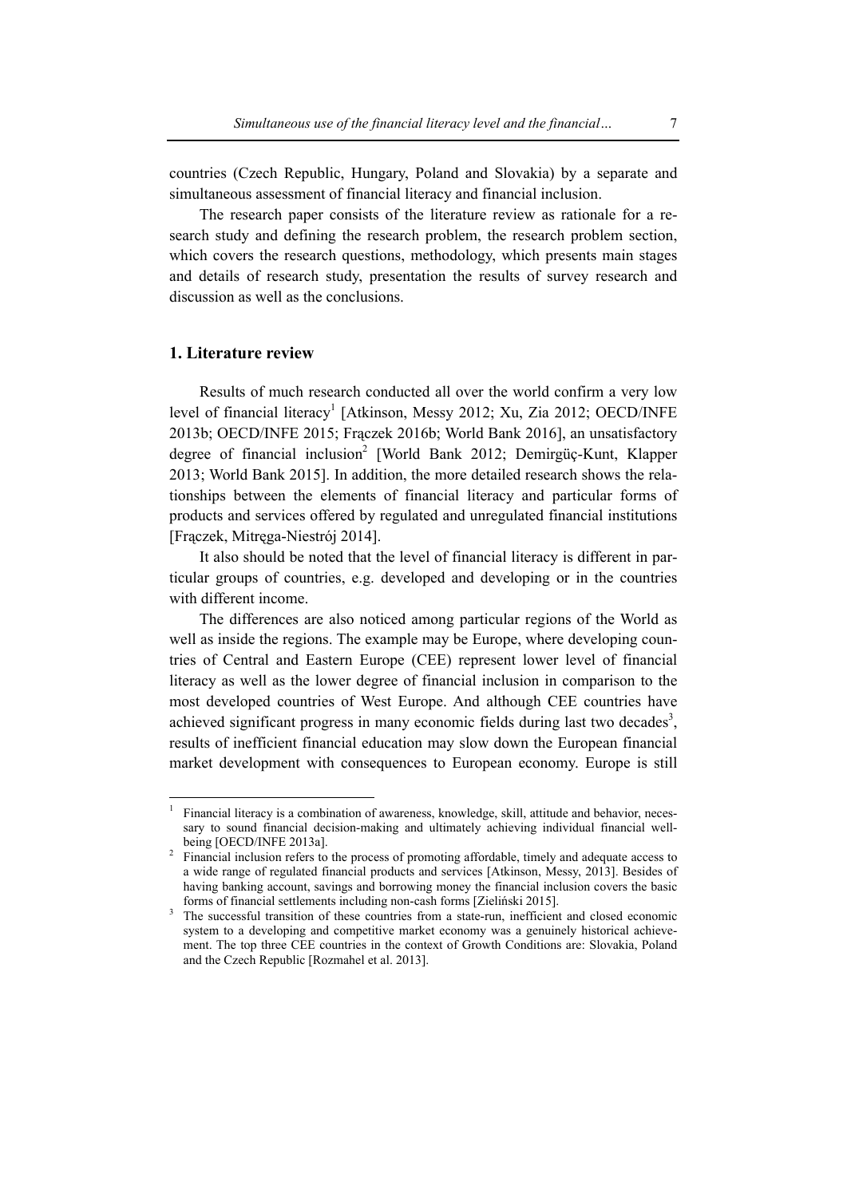countries (Czech Republic, Hungary, Poland and Slovakia) by a separate and simultaneous assessment of financial literacy and financial inclusion.

The research paper consists of the literature review as rationale for a research study and defining the research problem, the research problem section, which covers the research questions, methodology, which presents main stages and details of research study, presentation the results of survey research and discussion as well as the conclusions.

## 1. Literature review

Results of much research conducted all over the world confirm a very low level of financial literacy[1] [Atkinson, Messy 2012; Xu, Zia 2012; OECD/INFE 2013b; OECD/INFE 2015; Frączek 2016b; World Bank 2016], an unsatisfactory degree of financial inclusion[2] [World Bank 2012; Demirgüç-Kunt, Klapper 2013; World Bank 2015]. In addition, the more detailed research shows the relationships between the elements of financial literacy and particular forms of products and services offered by regulated and unregulated financial institutions [Frączek, Mitręga-Niestrój 2014].

It also should be noted that the level of financial literacy is different in particular groups of countries, e.g. developed and developing or in the countries with different income.

The differences are also noticed among particular regions of the World as well as inside the regions. The example may be Europe, where developing countries of Central and Eastern Europe (CEE) represent lower level of financial literacy as well as the lower degree of financial inclusion in comparison to the most developed countries of West Europe. And although CEE countries have achieved significant progress in many economic fields during last two decades[3], results of inefficient financial education may slow down the European financial market development with consequences to European economy. Europe is still

---

[1] Financial literacy is a combination of awareness, knowledge, skill, attitude and behavior, necessary to sound financial decision-making and ultimately achieving individual financial well-being [OECD/INFE 2013a].

[2] Financial inclusion refers to the process of promoting affordable, timely and adequate access to a wide range of regulated financial products and services [Atkinson, Messy, 2013]. Besides of having banking account, savings and borrowing money the financial inclusion covers the basic forms of financial settlements including non-cash forms [Zieliński 2015].

[3] The successful transition of these countries from a state-run, inefficient and closed economic system to a developing and competitive market economy was a genuinely historical achievement. The top three CEE countries in the context of Growth Conditions are: Slovakia, Poland and the Czech Republic [Rozmahel et al. 2013].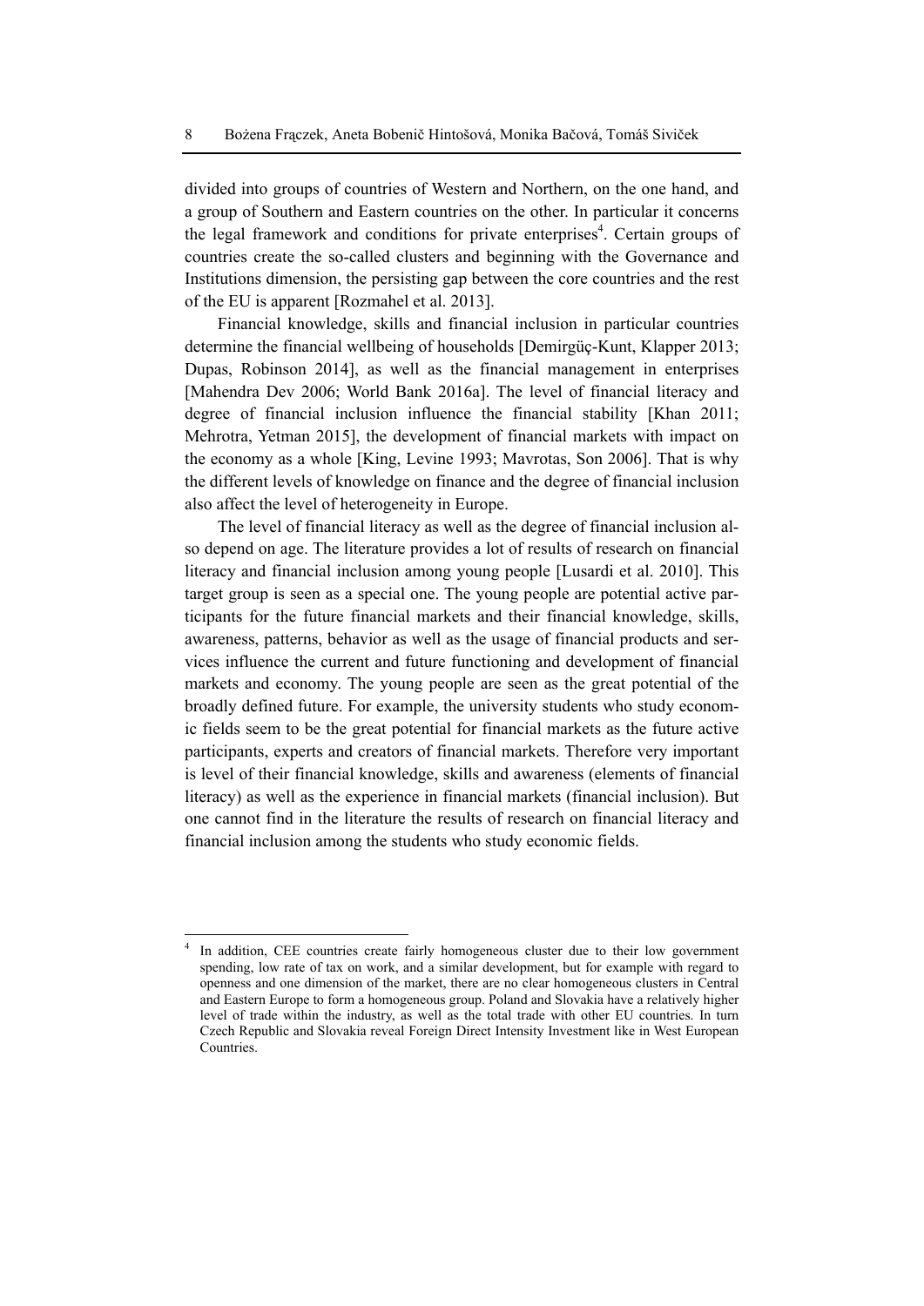divided into groups of countries of Western and Northern, on the one hand, and a group of Southern and Eastern countries on the other. In particular it concerns the legal framework and conditions for private enterprises[4]. Certain groups of countries create the so-called clusters and beginning with the Governance and Institutions dimension, the persisting gap between the core countries and the rest of the EU is apparent [Rozmahel et al. 2013].

Financial knowledge, skills and financial inclusion in particular countries determine the financial wellbeing of households [Demirgüç-Kunt, Klapper 2013; Dupas, Robinson 2014], as well as the financial management in enterprises [Mahendra Dev 2006; World Bank 2016a]. The level of financial literacy and degree of financial inclusion influence the financial stability [Khan 2011; Mehrotra, Yetman 2015], the development of financial markets with impact on the economy as a whole [King, Levine 1993; Mavrotas, Son 2006]. That is why the different levels of knowledge on finance and the degree of financial inclusion also affect the level of heterogeneity in Europe.

The level of financial literacy as well as the degree of financial inclusion also depend on age. The literature provides a lot of results of research on financial literacy and financial inclusion among young people [Lusardi et al. 2010]. This target group is seen as a special one. The young people are potential active participants for the future financial markets and their financial knowledge, skills, awareness, patterns, behavior as well as the usage of financial products and services influence the current and future functioning and development of financial markets and economy. The young people are seen as the great potential of the broadly defined future. For example, the university students who study economic fields seem to be the great potential for financial markets as the future active participants, experts and creators of financial markets. Therefore very important is level of their financial knowledge, skills and awareness (elements of financial literacy) as well as the experience in financial markets (financial inclusion). But one cannot find in the literature the results of research on financial literacy and financial inclusion among the students who study economic fields.

---

[4] In addition, CEE countries create fairly homogeneous cluster due to their low government spending, low rate of tax on work, and a similar development, but for example with regard to openness and one dimension of the market, there are no clear homogeneous clusters in Central and Eastern Europe to form a homogeneous group. Poland and Slovakia have a relatively higher level of trade within the industry, as well as the total trade with other EU countries. In turn Czech Republic and Slovakia reveal Foreign Direct Intensity Investment like in West European Countries.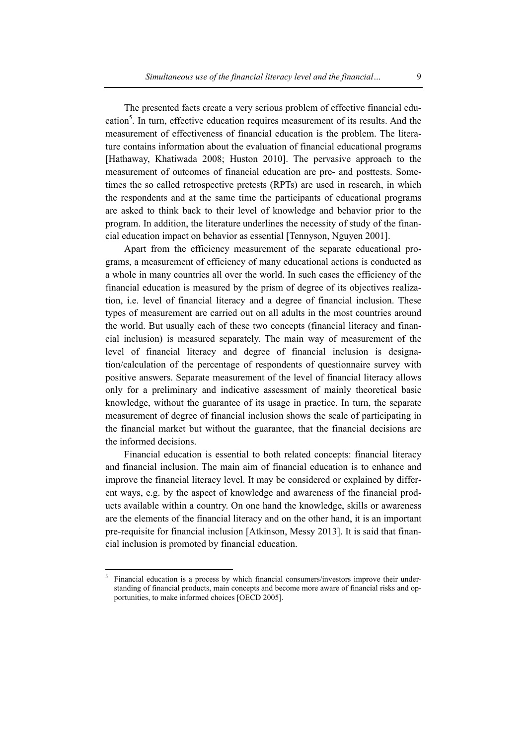The presented facts create a very serious problem of effective financial education[5]. In turn, effective education requires measurement of its results. And the measurement of effectiveness of financial education is the problem. The literature contains information about the evaluation of financial educational programs [Hathaway, Khatiwada 2008; Huston 2010]. The pervasive approach to the measurement of outcomes of financial education are pre- and posttests. Sometimes the so called retrospective pretests (RPTs) are used in research, in which the respondents and at the same time the participants of educational programs are asked to think back to their level of knowledge and behavior prior to the program. In addition, the literature underlines the necessity of study of the financial education impact on behavior as essential [Tennyson, Nguyen 2001].

Apart from the efficiency measurement of the separate educational programs, a measurement of efficiency of many educational actions is conducted as a whole in many countries all over the world. In such cases the efficiency of the financial education is measured by the prism of degree of its objectives realization, i.e. level of financial literacy and a degree of financial inclusion. These types of measurement are carried out on all adults in the most countries around the world. But usually each of these two concepts (financial literacy and financial inclusion) is measured separately. The main way of measurement of the level of financial literacy and degree of financial inclusion is designation/calculation of the percentage of respondents of questionnaire survey with positive answers. Separate measurement of the level of financial literacy allows only for a preliminary and indicative assessment of mainly theoretical basic knowledge, without the guarantee of its usage in practice. In turn, the separate measurement of degree of financial inclusion shows the scale of participating in the financial market but without the guarantee, that the financial decisions are the informed decisions.

Financial education is essential to both related concepts: financial literacy and financial inclusion. The main aim of financial education is to enhance and improve the financial literacy level. It may be considered or explained by different ways, e.g. by the aspect of knowledge and awareness of the financial products available within a country. On one hand the knowledge, skills or awareness are the elements of the financial literacy and on the other hand, it is an important pre-requisite for financial inclusion [Atkinson, Messy 2013]. It is said that financial inclusion is promoted by financial education.

[5] Financial education is a process by which financial consumers/investors improve their understanding of financial products, main concepts and become more aware of financial risks and opportunities, to make informed choices [OECD 2005].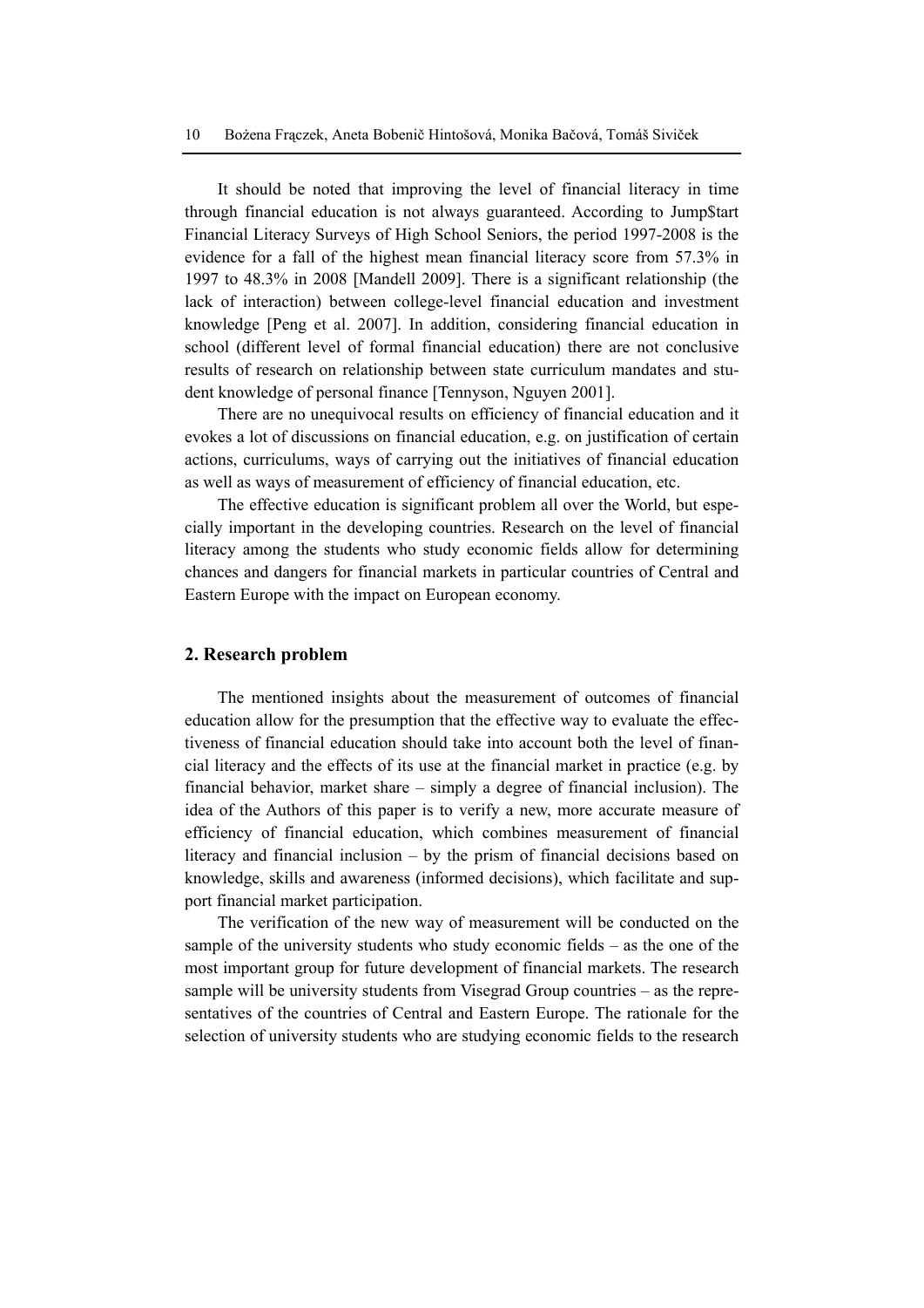It should be noted that improving the level of financial literacy in time through financial education is not always guaranteed. According to Jump$tart Financial Literacy Surveys of High School Seniors, the period 1997-2008 is the evidence for a fall of the highest mean financial literacy score from 57.3% in 1997 to 48.3% in 2008 [Mandell 2009]. There is a significant relationship (the lack of interaction) between college-level financial education and investment knowledge [Peng et al. 2007]. In addition, considering financial education in school (different level of formal financial education) there are not conclusive results of research on relationship between state curriculum mandates and student knowledge of personal finance [Tennyson, Nguyen 2001].

There are no unequivocal results on efficiency of financial education and it evokes a lot of discussions on financial education, e.g. on justification of certain actions, curriculums, ways of carrying out the initiatives of financial education as well as ways of measurement of efficiency of financial education, etc.

The effective education is significant problem all over the World, but especially important in the developing countries. Research on the level of financial literacy among the students who study economic fields allow for determining chances and dangers for financial markets in particular countries of Central and Eastern Europe with the impact on European economy.

## 2. Research problem

The mentioned insights about the measurement of outcomes of financial education allow for the presumption that the effective way to evaluate the effectiveness of financial education should take into account both the level of financial literacy and the effects of its use at the financial market in practice (e.g. by financial behavior, market share – simply a degree of financial inclusion). The idea of the Authors of this paper is to verify a new, more accurate measure of efficiency of financial education, which combines measurement of financial literacy and financial inclusion – by the prism of financial decisions based on knowledge, skills and awareness (informed decisions), which facilitate and support financial market participation.

The verification of the new way of measurement will be conducted on the sample of the university students who study economic fields – as the one of the most important group for future development of financial markets. The research sample will be university students from Visegrad Group countries – as the representatives of the countries of Central and Eastern Europe. The rationale for the selection of university students who are studying economic fields to the research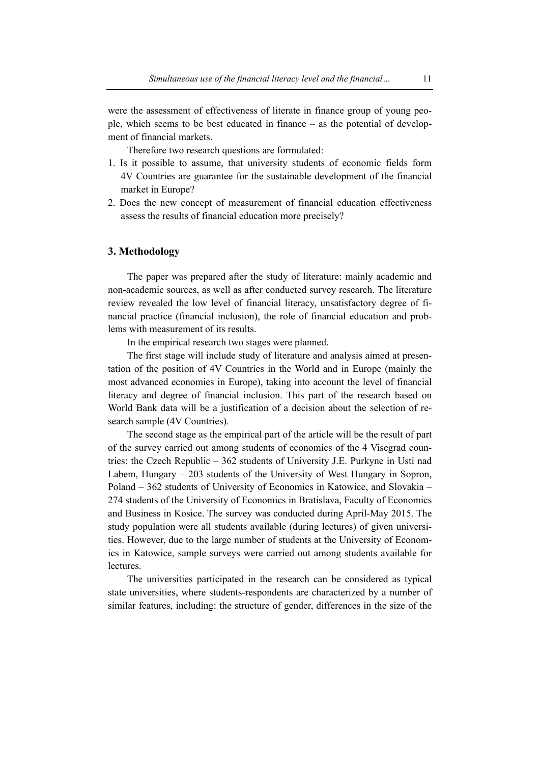were the assessment of effectiveness of literate in finance group of young people, which seems to be best educated in finance – as the potential of development of financial markets.

Therefore two research questions are formulated:

1. Is it possible to assume, that university students of economic fields form 4V Countries are guarantee for the sustainable development of the financial market in Europe?
2. Does the new concept of measurement of financial education effectiveness assess the results of financial education more precisely?

## 3. Methodology

The paper was prepared after the study of literature: mainly academic and non-academic sources, as well as after conducted survey research. The literature review revealed the low level of financial literacy, unsatisfactory degree of financial practice (financial inclusion), the role of financial education and problems with measurement of its results.

In the empirical research two stages were planned.

The first stage will include study of literature and analysis aimed at presentation of the position of 4V Countries in the World and in Europe (mainly the most advanced economies in Europe), taking into account the level of financial literacy and degree of financial inclusion. This part of the research based on World Bank data will be a justification of a decision about the selection of research sample (4V Countries).

The second stage as the empirical part of the article will be the result of part of the survey carried out among students of economics of the 4 Visegrad countries: the Czech Republic – 362 students of University J.E. Purkyne in Usti nad Labem, Hungary – 203 students of the University of West Hungary in Sopron, Poland – 362 students of University of Economics in Katowice, and Slovakia – 274 students of the University of Economics in Bratislava, Faculty of Economics and Business in Kosice. The survey was conducted during April-May 2015. The study population were all students available (during lectures) of given universities. However, due to the large number of students at the University of Economics in Katowice, sample surveys were carried out among students available for lectures.

The universities participated in the research can be considered as typical state universities, where students-respondents are characterized by a number of similar features, including: the structure of gender, differences in the size of the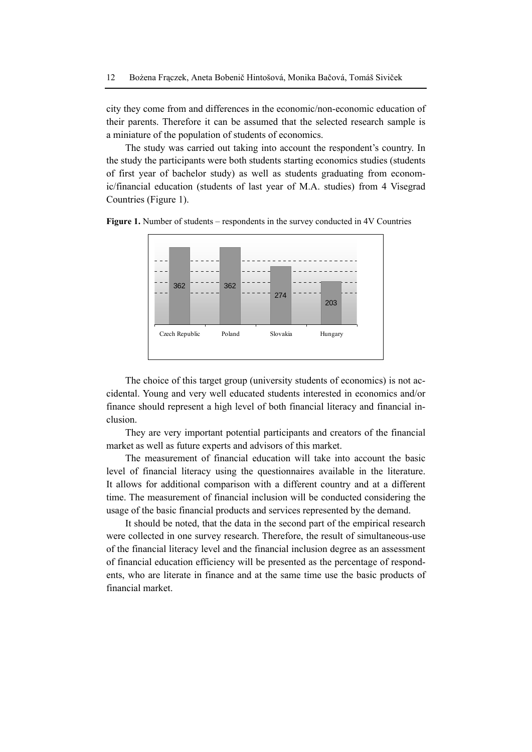city they come from and differences in the economic/non-economic education of their parents. Therefore it can be assumed that the selected research sample is a miniature of the population of students of economics.

The study was carried out taking into account the respondent's country. In the study the participants were both students starting economics studies (students of first year of bachelor study) as well as students graduating from economic/financial education (students of last year of M.A. studies) from 4 Visegrad Countries (Figure 1).

**Figure 1.** Number of students – respondents in the survey conducted in 4V Countries

| Czech Republic | Poland | Slovakia | Hungary |
|---|---|---|---|
| 362 | 362 | 274 | 203 |

The choice of this target group (university students of economics) is not accidental. Young and very well educated students interested in economics and/or finance should represent a high level of both financial literacy and financial inclusion.

They are very important potential participants and creators of the financial market as well as future experts and advisors of this market.

The measurement of financial education will take into account the basic level of financial literacy using the questionnaires available in the literature. It allows for additional comparison with a different country and at a different time. The measurement of financial inclusion will be conducted considering the usage of the basic financial products and services represented by the demand.

It should be noted, that the data in the second part of the empirical research were collected in one survey research. Therefore, the result of simultaneous-use of the financial literacy level and the financial inclusion degree as an assessment of financial education efficiency will be presented as the percentage of respondents, who are literate in finance and at the same time use the basic products of financial market.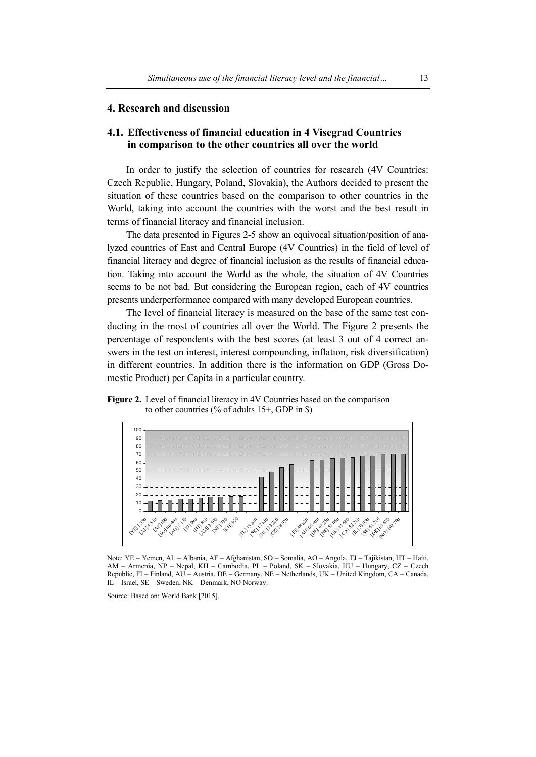## 4. Research and discussion

### 4.1. Effectiveness of financial education in 4 Visegrad Countries in comparison to the other countries all over the world

In order to justify the selection of countries for research (4V Countries: Czech Republic, Hungary, Poland, Slovakia), the Authors decided to present the situation of these countries based on the comparison to other countries in the World, taking into account the countries with the worst and the best result in terms of financial literacy and financial inclusion.

The data presented in Figures 2-5 show an equivocal situation/position of analyzed countries of East and Central Europe (4V Countries) in the field of level of financial literacy and degree of financial inclusion as the results of financial education. Taking into account the World as the whole, the situation of 4V Countries seems to be not bad. But considering the European region, each of 4V countries presents underperformance compared with many developed European countries.

The level of financial literacy is measured on the base of the same test conducting in the most of countries all over the World. The Figure 2 presents the percentage of respondents with the best scores (at least 3 out of 4 correct answers in the test on interest, interest compounding, inflation, risk diversification) in different countries. In addition there is the information on GDP (Gross Domestic Product) per Capita in a particular country.

**Figure 2.** Level of financial literacy in 4V Countries based on the comparison to other countries (% of adults 15+, GDP in $)

Note: YE – Yemen, AL – Albania, AF – Afghanistan, SO – Somalia, AO – Angola, TJ – Tajikistan, HT – Haiti, AM – Armenia, NP – Nepal, KH – Cambodia, PL – Poland, SK – Slovakia, HU – Hungary, CZ – Czech Republic, FI – Finland, AU – Austria, DE – Germany, NE – Netherlands, UK – United Kingdom, CA – Canada, IL – Israel, SE – Sweden, NK – Denmark, NO Norway.

Source: Based on: World Bank [2015].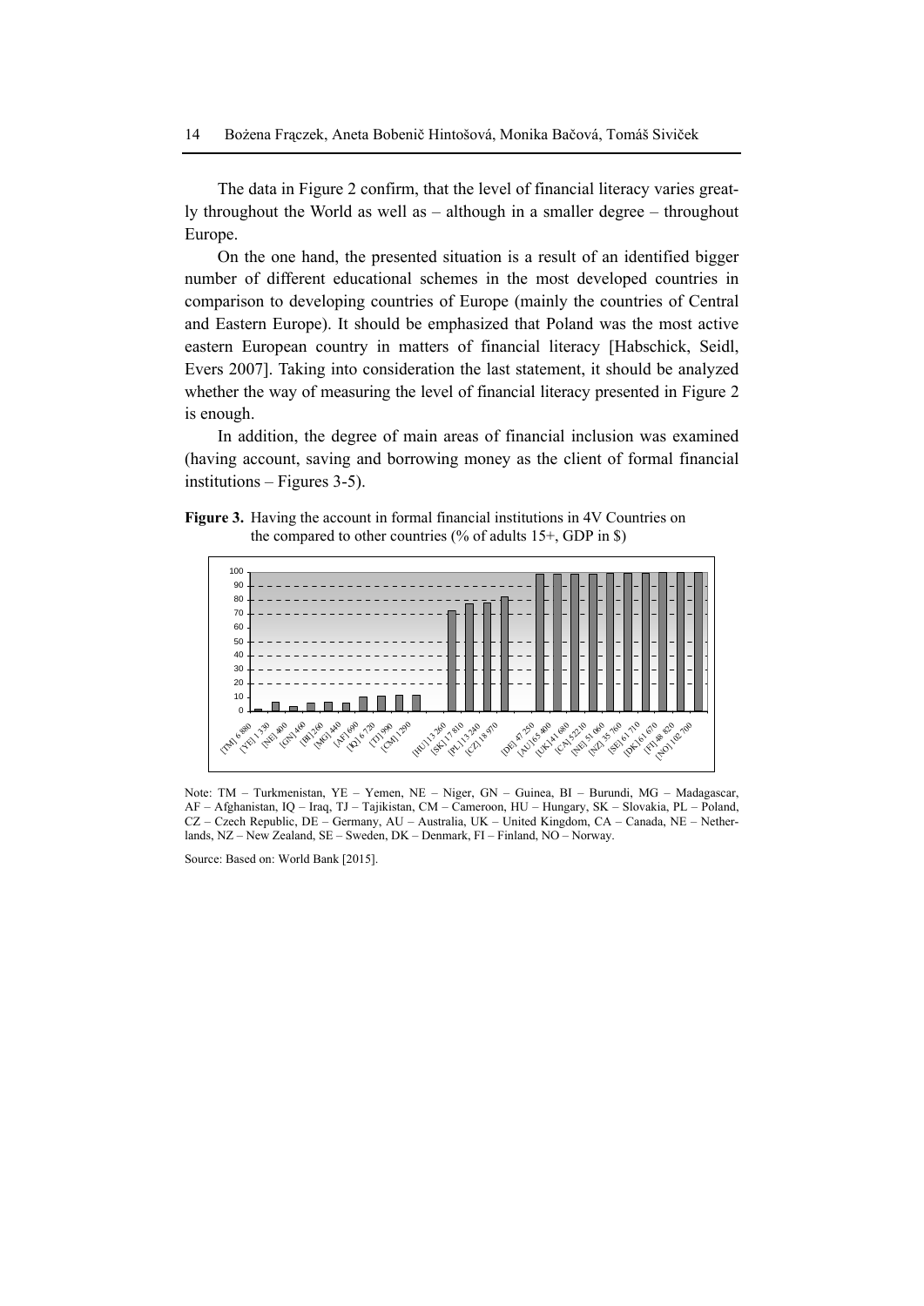The data in Figure 2 confirm, that the level of financial literacy varies greatly throughout the World as well as – although in a smaller degree – throughout Europe.

On the one hand, the presented situation is a result of an identified bigger number of different educational schemes in the most developed countries in comparison to developing countries of Europe (mainly the countries of Central and Eastern Europe). It should be emphasized that Poland was the most active eastern European country in matters of financial literacy [Habschick, Seidl, Evers 2007]. Taking into consideration the last statement, it should be analyzed whether the way of measuring the level of financial literacy presented in Figure 2 is enough.

In addition, the degree of main areas of financial inclusion was examined (having account, saving and borrowing money as the client of formal financial institutions – Figures 3-5).

**Figure 3.** Having the account in formal financial institutions in 4V Countries on the compared to other countries (% of adults 15+, GDP in $)

Note: TM – Turkmenistan, YE – Yemen, NE – Niger, GN – Guinea, BI – Burundi, MG – Madagascar, AF – Afghanistan, IQ – Iraq, TJ – Tajikistan, CM – Cameroon, HU – Hungary, SK – Slovakia, PL – Poland, CZ – Czech Republic, DE – Germany, AU – Australia, UK – United Kingdom, CA – Canada, NE – Netherlands, NZ – New Zealand, SE – Sweden, DK – Denmark, FI – Finland, NO – Norway.

Source: Based on: World Bank [2015].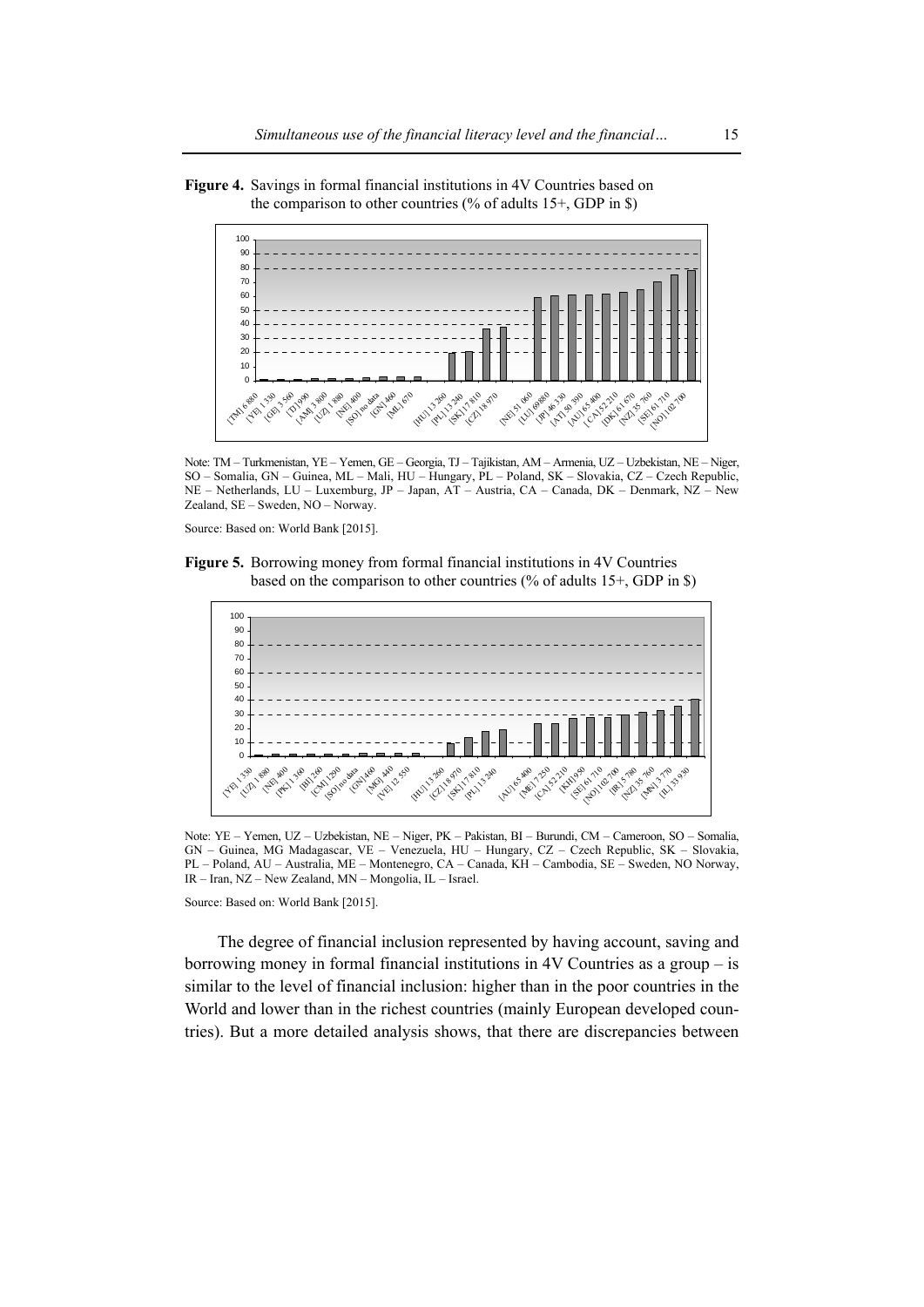**Figure 4.** Savings in formal financial institutions in 4V Countries based on the comparison to other countries (% of adults 15+, GDP in $)

Note: TM – Turkmenistan, YE – Yemen, GE – Georgia, TJ – Tajikistan, AM – Armenia, UZ – Uzbekistan, NE – Niger, SO – Somalia, GN – Guinea, ML – Mali, HU – Hungary, PL – Poland, SK – Slovakia, CZ – Czech Republic, NE – Netherlands, LU – Luxemburg, JP – Japan, AT – Austria, CA – Canada, DK – Denmark, NZ – New Zealand, SE – Sweden, NO – Norway.

Source: Based on: World Bank [2015].

**Figure 5.** Borrowing money from formal financial institutions in 4V Countries based on the comparison to other countries (% of adults 15+, GDP in $)

Note: YE – Yemen, UZ – Uzbekistan, NE – Niger, PK – Pakistan, BI – Burundi, CM – Cameroon, SO – Somalia, GN – Guinea, MG Madagascar, VE – Venezuela, HU – Hungary, CZ – Czech Republic, SK – Slovakia, PL – Poland, AU – Australia, ME – Montenegro, CA – Canada, KH – Cambodia, SE – Sweden, NO Norway, IR – Iran, NZ – New Zealand, MN – Mongolia, IL – Israel.

Source: Based on: World Bank [2015].

The degree of financial inclusion represented by having account, saving and borrowing money in formal financial institutions in 4V Countries as a group – is similar to the level of financial inclusion: higher than in the poor countries in the World and lower than in the richest countries (mainly European developed countries). But a more detailed analysis shows, that there are discrepancies between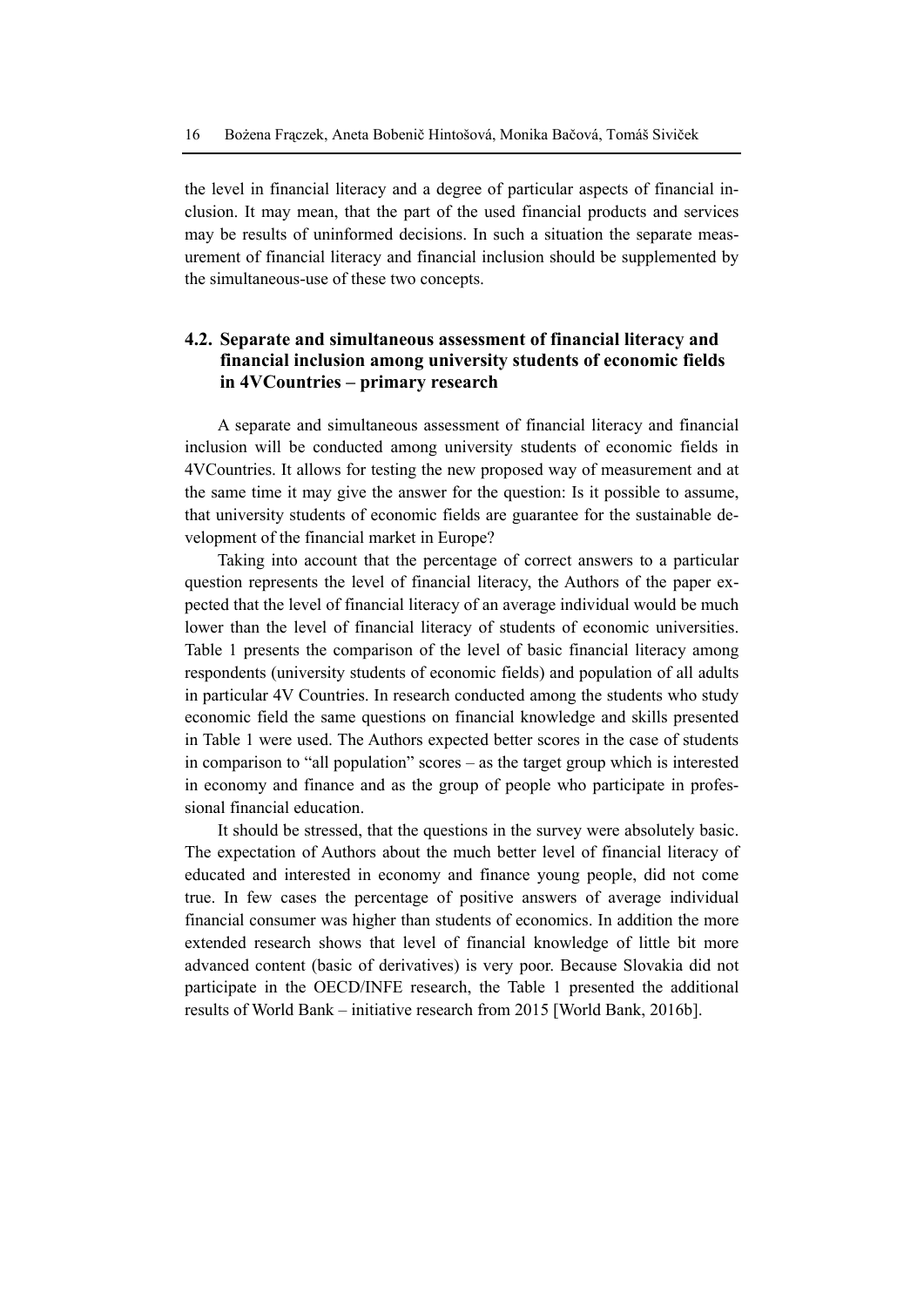the level in financial literacy and a degree of particular aspects of financial inclusion. It may mean, that the part of the used financial products and services may be results of uninformed decisions. In such a situation the separate measurement of financial literacy and financial inclusion should be supplemented by the simultaneous-use of these two concepts.

### 4.2. Separate and simultaneous assessment of financial literacy and financial inclusion among university students of economic fields in 4VCountries – primary research

A separate and simultaneous assessment of financial literacy and financial inclusion will be conducted among university students of economic fields in 4VCountries. It allows for testing the new proposed way of measurement and at the same time it may give the answer for the question: Is it possible to assume, that university students of economic fields are guarantee for the sustainable development of the financial market in Europe?

Taking into account that the percentage of correct answers to a particular question represents the level of financial literacy, the Authors of the paper expected that the level of financial literacy of an average individual would be much lower than the level of financial literacy of students of economic universities. Table 1 presents the comparison of the level of basic financial literacy among respondents (university students of economic fields) and population of all adults in particular 4V Countries. In research conducted among the students who study economic field the same questions on financial knowledge and skills presented in Table 1 were used. The Authors expected better scores in the case of students in comparison to "all population" scores – as the target group which is interested in economy and finance and as the group of people who participate in professional financial education.

It should be stressed, that the questions in the survey were absolutely basic. The expectation of Authors about the much better level of financial literacy of educated and interested in economy and finance young people, did not come true. In few cases the percentage of positive answers of average individual financial consumer was higher than students of economics. In addition the more extended research shows that level of financial knowledge of little bit more advanced content (basic of derivatives) is very poor. Because Slovakia did not participate in the OECD/INFE research, the Table 1 presented the additional results of World Bank – initiative research from 2015 [World Bank, 2016b].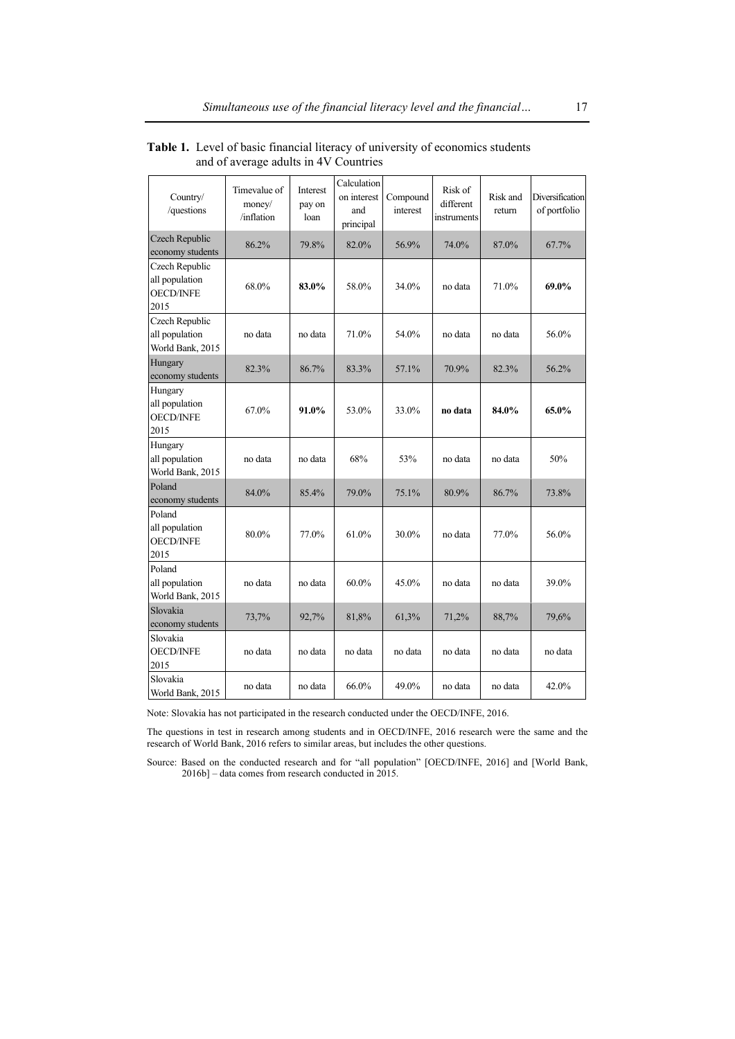**Table 1.** Level of basic financial literacy of university of economics students and of average adults in 4V Countries

| Country/ /questions | Timevalue of money/ /inflation | Interest pay on loan | Calculation on interest and principal | Compound interest | Risk of different instruments | Risk and return | Diversification of portfolio |
|---|---|---|---|---|---|---|---|
| Czech Republic economy students | 86.2% | 79.8% | 82.0% | 56.9% | 74.0% | 87.0% | 67.7% |
| Czech Republic all population OECD/INFE 2015 | 68.0% | **83.0%** | 58.0% | 34.0% | no data | 71.0% | **69.0%** |
| Czech Republic all population World Bank, 2015 | no data | no data | 71.0% | 54.0% | no data | no data | 56.0% |
| Hungary economy students | 82.3% | 86.7% | 83.3% | 57.1% | 70.9% | 82.3% | 56.2% |
| Hungary all population OECD/INFE 2015 | 67.0% | **91.0%** | 53.0% | 33.0% | **no data** | **84.0%** | **65.0%** |
| Hungary all population World Bank, 2015 | no data | no data | 68% | 53% | no data | no data | 50% |
| Poland economy students | 84.0% | 85.4% | 79.0% | 75.1% | 80.9% | 86.7% | 73.8% |
| Poland all population OECD/INFE 2015 | 80.0% | 77.0% | 61.0% | 30.0% | no data | 77.0% | 56.0% |
| Poland all population World Bank, 2015 | no data | no data | 60.0% | 45.0% | no data | no data | 39.0% |
| Slovakia economy students | 73,7% | 92,7% | 81,8% | 61,3% | 71,2% | 88,7% | 79,6% |
| Slovakia OECD/INFE 2015 | no data | no data | no data | no data | no data | no data | no data |
| Slovakia World Bank, 2015 | no data | no data | 66.0% | 49.0% | no data | no data | 42.0% |

Note: Slovakia has not participated in the research conducted under the OECD/INFE, 2016.

The questions in test in research among students and in OECD/INFE, 2016 research were the same and the research of World Bank, 2016 refers to similar areas, but includes the other questions.

Source: Based on the conducted research and for "all population" [OECD/INFE, 2016] and [World Bank, 2016b] – data comes from research conducted in 2015.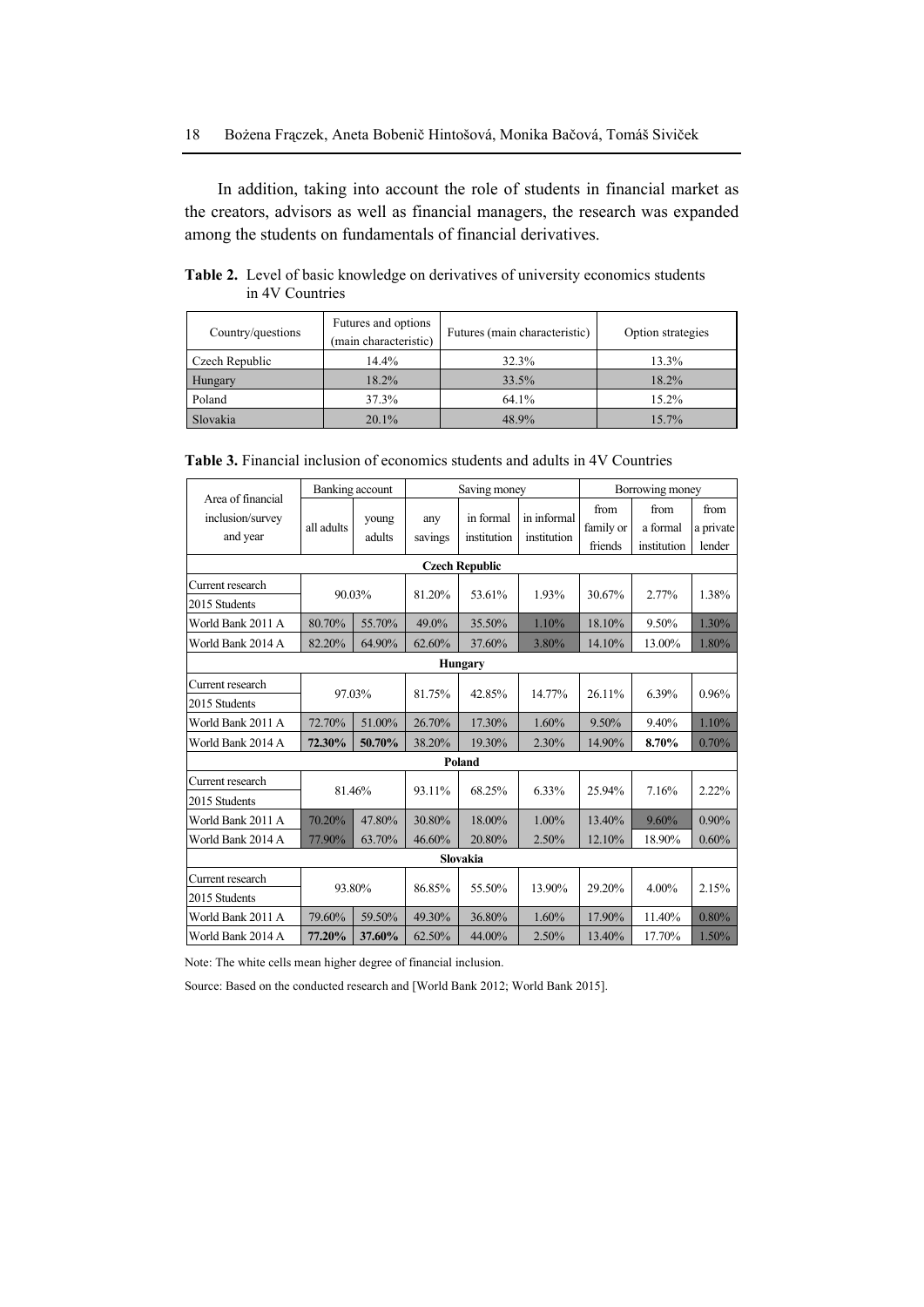In addition, taking into account the role of students in financial market as the creators, advisors as well as financial managers, the research was expanded among the students on fundamentals of financial derivatives.

**Table 2.** Level of basic knowledge on derivatives of university economics students in 4V Countries

| Country/questions | Futures and options (main characteristic) | Futures (main characteristic) | Option strategies |
|---|---|---|---|
| Czech Republic | 14.4% | 32.3% | 13.3% |
| Hungary | 18.2% | 33.5% | 18.2% |
| Poland | 37.3% | 64.1% | 15.2% |
| Slovakia | 20.1% | 48.9% | 15.7% |

**Table 3.** Financial inclusion of economics students and adults in 4V Countries

| Area of financial inclusion/survey and year | Banking account | | Saving money | | | Borrowing money | | |
|---|---|---|---|---|---|---|---|---|
| | all adults | young adults | any savings | in formal institution | in informal institution | from family or friends | from a formal institution | from a private lender |
| **Czech Republic** | | | | | | | | |
| Current research 2015 Students | 90.03% | | 81.20% | 53.61% | 1.93% | 30.67% | 2.77% | 1.38% |
| World Bank 2011 A | 80.70% | 55.70% | 49.0% | 35.50% | 1.10% | 18.10% | 9.50% | 1.30% |
| World Bank 2014 A | 82.20% | 64.90% | 62.60% | 37.60% | 3.80% | 14.10% | 13.00% | 1.80% |
| **Hungary** | | | | | | | | |
| Current research 2015 Students | 97.03% | | 81.75% | 42.85% | 14.77% | 26.11% | 6.39% | 0.96% |
| World Bank 2011 A | 72.70% | 51.00% | 26.70% | 17.30% | 1.60% | 9.50% | 9.40% | 1.10% |
| World Bank 2014 A | **72.30%** | **50.70%** | 38.20% | 19.30% | 2.30% | 14.90% | **8.70%** | 0.70% |
| **Poland** | | | | | | | | |
| Current research 2015 Students | 81.46% | | 93.11% | 68.25% | 6.33% | 25.94% | 7.16% | 2.22% |
| World Bank 2011 A | 70.20% | 47.80% | 30.80% | 18.00% | 1.00% | 13.40% | 9.60% | 0.90% |
| World Bank 2014 A | 77.90% | 63.70% | 46.60% | 20.80% | 2.50% | 12.10% | 18.90% | 0.60% |
| **Slovakia** | | | | | | | | |
| Current research 2015 Students | 93.80% | | 86.85% | 55.50% | 13.90% | 29.20% | 4.00% | 2.15% |
| World Bank 2011 A | 79.60% | 59.50% | 49.30% | 36.80% | 1.60% | 17.90% | 11.40% | 0.80% |
| World Bank 2014 A | **77.20%** | **37.60%** | 62.50% | 44.00% | 2.50% | 13.40% | 17.70% | 1.50% |

Note: The white cells mean higher degree of financial inclusion.

Source: Based on the conducted research and [World Bank 2012; World Bank 2015].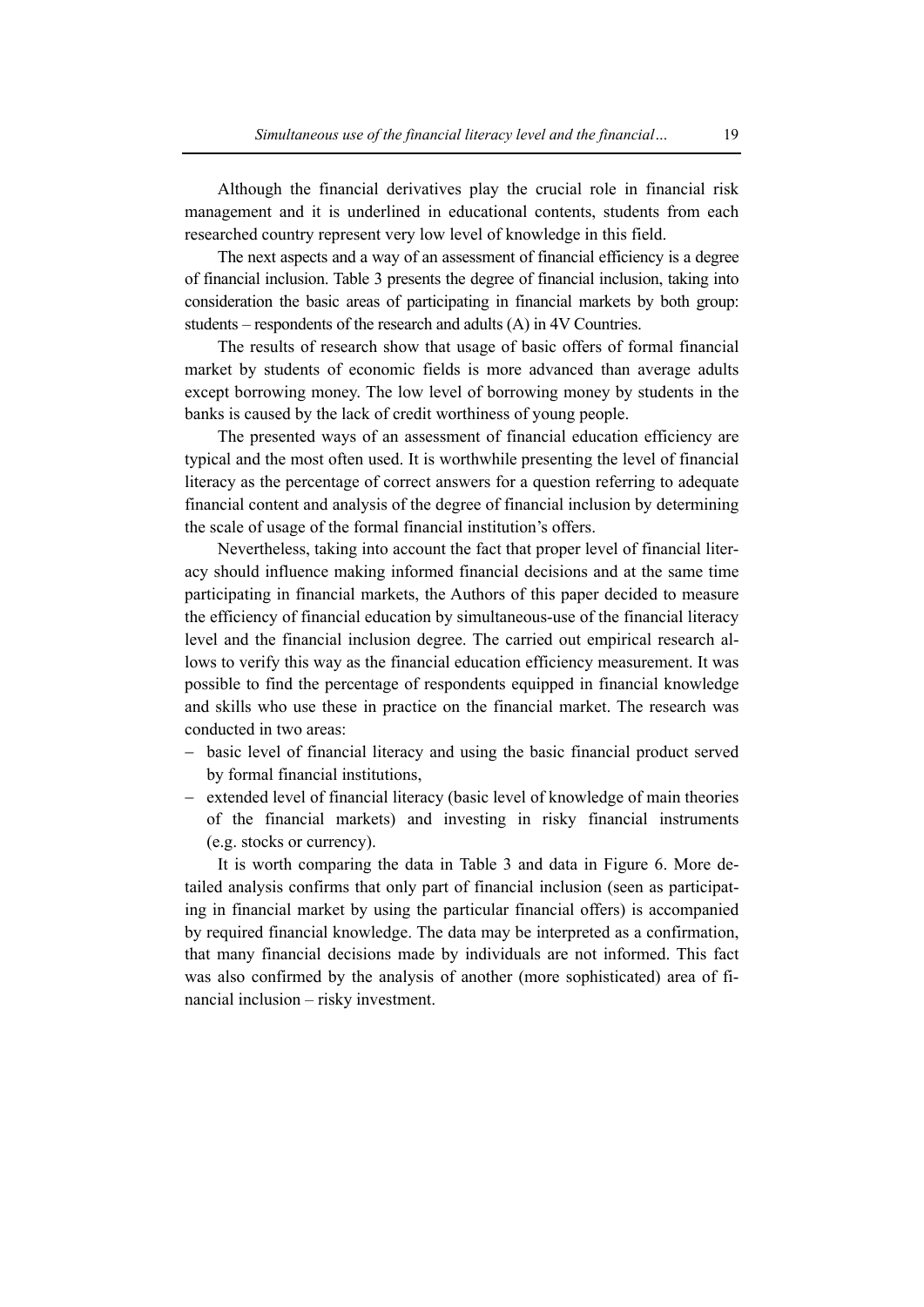Although the financial derivatives play the crucial role in financial risk management and it is underlined in educational contents, students from each researched country represent very low level of knowledge in this field.

The next aspects and a way of an assessment of financial efficiency is a degree of financial inclusion. Table 3 presents the degree of financial inclusion, taking into consideration the basic areas of participating in financial markets by both group: students – respondents of the research and adults (A) in 4V Countries.

The results of research show that usage of basic offers of formal financial market by students of economic fields is more advanced than average adults except borrowing money. The low level of borrowing money by students in the banks is caused by the lack of credit worthiness of young people.

The presented ways of an assessment of financial education efficiency are typical and the most often used. It is worthwhile presenting the level of financial literacy as the percentage of correct answers for a question referring to adequate financial content and analysis of the degree of financial inclusion by determining the scale of usage of the formal financial institution's offers.

Nevertheless, taking into account the fact that proper level of financial literacy should influence making informed financial decisions and at the same time participating in financial markets, the Authors of this paper decided to measure the efficiency of financial education by simultaneous-use of the financial literacy level and the financial inclusion degree. The carried out empirical research allows to verify this way as the financial education efficiency measurement. It was possible to find the percentage of respondents equipped in financial knowledge and skills who use these in practice on the financial market. The research was conducted in two areas:

- basic level of financial literacy and using the basic financial product served by formal financial institutions,
- extended level of financial literacy (basic level of knowledge of main theories of the financial markets) and investing in risky financial instruments (e.g. stocks or currency).

It is worth comparing the data in Table 3 and data in Figure 6. More detailed analysis confirms that only part of financial inclusion (seen as participating in financial market by using the particular financial offers) is accompanied by required financial knowledge. The data may be interpreted as a confirmation, that many financial decisions made by individuals are not informed. This fact was also confirmed by the analysis of another (more sophisticated) area of financial inclusion – risky investment.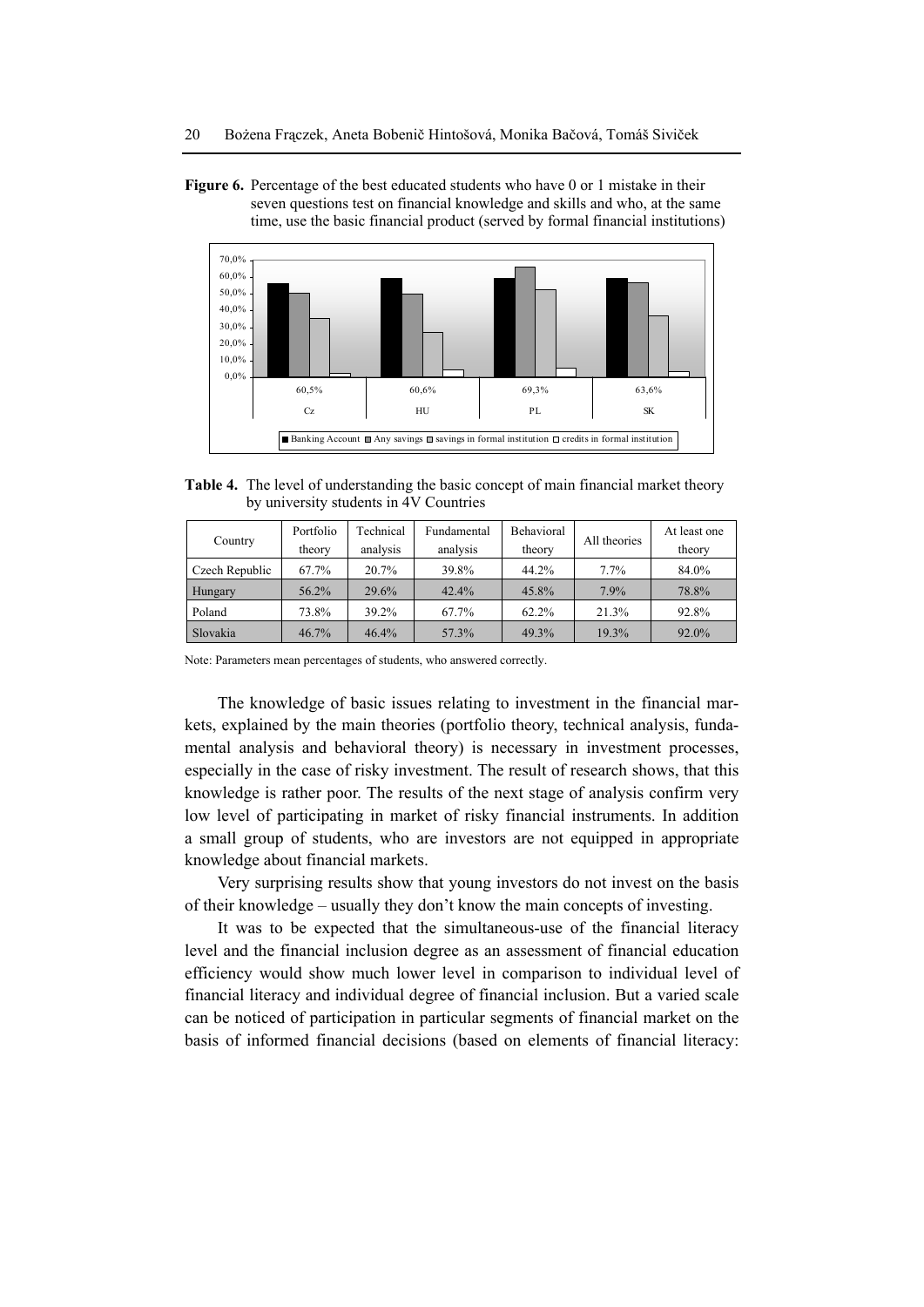**Figure 6.** Percentage of the best educated students who have 0 or 1 mistake in their seven questions test on financial knowledge and skills and who, at the same time, use the basic financial product (served by formal financial institutions)

**Table 4.** The level of understanding the basic concept of main financial market theory by university students in 4V Countries

| Country | Portfolio theory | Technical analysis | Fundamental analysis | Behavioral theory | All theories | At least one theory |
|---|---|---|---|---|---|---|
| Czech Republic | 67.7% | 20.7% | 39.8% | 44.2% | 7.7% | 84.0% |
| Hungary | 56.2% | 29.6% | 42.4% | 45.8% | 7.9% | 78.8% |
| Poland | 73.8% | 39.2% | 67.7% | 62.2% | 21.3% | 92.8% |
| Slovakia | 46.7% | 46.4% | 57.3% | 49.3% | 19.3% | 92.0% |

Note: Parameters mean percentages of students, who answered correctly.

The knowledge of basic issues relating to investment in the financial markets, explained by the main theories (portfolio theory, technical analysis, fundamental analysis and behavioral theory) is necessary in investment processes, especially in the case of risky investment. The result of research shows, that this knowledge is rather poor. The results of the next stage of analysis confirm very low level of participating in market of risky financial instruments. In addition a small group of students, who are investors are not equipped in appropriate knowledge about financial markets.

Very surprising results show that young investors do not invest on the basis of their knowledge – usually they don't know the main concepts of investing.

It was to be expected that the simultaneous-use of the financial literacy level and the financial inclusion degree as an assessment of financial education efficiency would show much lower level in comparison to individual level of financial literacy and individual degree of financial inclusion. But a varied scale can be noticed of participation in particular segments of financial market on the basis of informed financial decisions (based on elements of financial literacy: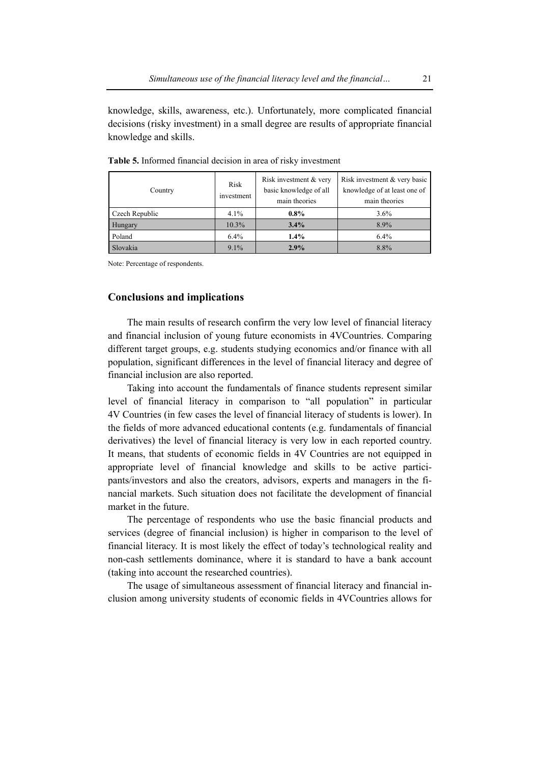knowledge, skills, awareness, etc.). Unfortunately, more complicated financial decisions (risky investment) in a small degree are results of appropriate financial knowledge and skills.

**Table 5.** Informed financial decision in area of risky investment

| Country | Risk investment | Risk investment & very basic knowledge of all main theories | Risk investment & very basic knowledge of at least one of main theories |
|---|---|---|---|
| Czech Republic | 4.1% | **0.8%** | 3.6% |
| Hungary | 10.3% | **3.4%** | 8.9% |
| Poland | 6.4% | **1.4%** | 6.4% |
| Slovakia | 9.1% | **2.9%** | 8.8% |

Note: Percentage of respondents.

## Conclusions and implications

The main results of research confirm the very low level of financial literacy and financial inclusion of young future economists in 4VCountries. Comparing different target groups, e.g. students studying economics and/or finance with all population, significant differences in the level of financial literacy and degree of financial inclusion are also reported.

Taking into account the fundamentals of finance students represent similar level of financial literacy in comparison to "all population" in particular 4V Countries (in few cases the level of financial literacy of students is lower). In the fields of more advanced educational contents (e.g. fundamentals of financial derivatives) the level of financial literacy is very low in each reported country. It means, that students of economic fields in 4V Countries are not equipped in appropriate level of financial knowledge and skills to be active participants/investors and also the creators, advisors, experts and managers in the financial markets. Such situation does not facilitate the development of financial market in the future.

The percentage of respondents who use the basic financial products and services (degree of financial inclusion) is higher in comparison to the level of financial literacy. It is most likely the effect of today's technological reality and non-cash settlements dominance, where it is standard to have a bank account (taking into account the researched countries).

The usage of simultaneous assessment of financial literacy and financial inclusion among university students of economic fields in 4VCountries allows for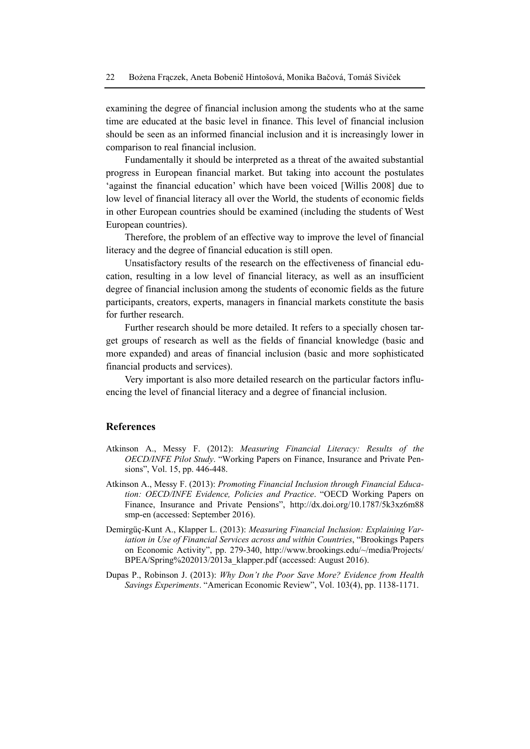examining the degree of financial inclusion among the students who at the same time are educated at the basic level in finance. This level of financial inclusion should be seen as an informed financial inclusion and it is increasingly lower in comparison to real financial inclusion.

Fundamentally it should be interpreted as a threat of the awaited substantial progress in European financial market. But taking into account the postulates 'against the financial education' which have been voiced [Willis 2008] due to low level of financial literacy all over the World, the students of economic fields in other European countries should be examined (including the students of West European countries).

Therefore, the problem of an effective way to improve the level of financial literacy and the degree of financial education is still open.

Unsatisfactory results of the research on the effectiveness of financial education, resulting in a low level of financial literacy, as well as an insufficient degree of financial inclusion among the students of economic fields as the future participants, creators, experts, managers in financial markets constitute the basis for further research.

Further research should be more detailed. It refers to a specially chosen target groups of research as well as the fields of financial knowledge (basic and more expanded) and areas of financial inclusion (basic and more sophisticated financial products and services).

Very important is also more detailed research on the particular factors influencing the level of financial literacy and a degree of financial inclusion.

## References

Atkinson A., Messy F. (2012): *Measuring Financial Literacy: Results of the OECD/INFE Pilot Study*. "Working Papers on Finance, Insurance and Private Pensions", Vol. 15, pp. 446-448.

Atkinson A., Messy F. (2013): *Promoting Financial Inclusion through Financial Education: OECD/INFE Evidence, Policies and Practice*. "OECD Working Papers on Finance, Insurance and Private Pensions", http://dx.doi.org/10.1787/5k3xz6m88smp-en (accessed: September 2016).

Demirgüç-Kunt A., Klapper L. (2013): *Measuring Financial Inclusion: Explaining Variation in Use of Financial Services across and within Countries*, "Brookings Papers on Economic Activity", pp. 279-340, http://www.brookings.edu/~/media/Projects/BPEA/Spring%202013/2013a_klapper.pdf (accessed: August 2016).

Dupas P., Robinson J. (2013): *Why Don't the Poor Save More? Evidence from Health Savings Experiments*. "American Economic Review", Vol. 103(4), pp. 1138-1171.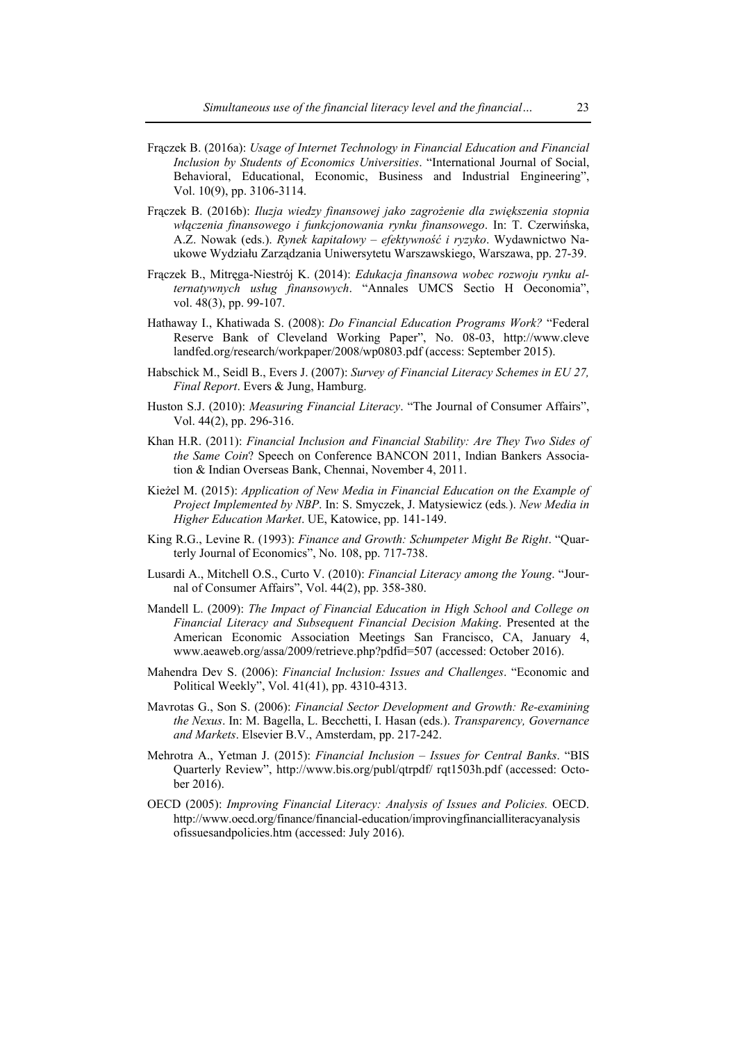Frączek B. (2016a): *Usage of Internet Technology in Financial Education and Financial Inclusion by Students of Economics Universities*. "International Journal of Social, Behavioral, Educational, Economic, Business and Industrial Engineering", Vol. 10(9), pp. 3106-3114.

Frączek B. (2016b): *Iluzja wiedzy finansowej jako zagrożenie dla zwiększenia stopnia włączenia finansowego i funkcjonowania rynku finansowego*. In: T. Czerwińska, A.Z. Nowak (eds.). *Rynek kapitałowy – efektywność i ryzyko*. Wydawnictwo Naukowe Wydziału Zarządzania Uniwersytetu Warszawskiego, Warszawa, pp. 27-39.

Frączek B., Mitręga-Niestrój K. (2014): *Edukacja finansowa wobec rozwoju rynku alternatywnych usług finansowych*. "Annales UMCS Sectio H Oeconomia", vol. 48(3), pp. 99-107.

Hathaway I., Khatiwada S. (2008): *Do Financial Education Programs Work?* "Federal Reserve Bank of Cleveland Working Paper", No. 08-03, http://www.clevelandfed.org/research/workpaper/2008/wp0803.pdf (access: September 2015).

Habschick M., Seidl B., Evers J. (2007): *Survey of Financial Literacy Schemes in EU 27, Final Report*. Evers & Jung, Hamburg.

Huston S.J. (2010): *Measuring Financial Literacy*. "The Journal of Consumer Affairs", Vol. 44(2), pp. 296-316.

Khan H.R. (2011): *Financial Inclusion and Financial Stability: Are They Two Sides of the Same Coin*? Speech on Conference BANCON 2011, Indian Bankers Association & Indian Overseas Bank, Chennai, November 4, 2011.

Kieżel M. (2015): *Application of New Media in Financial Education on the Example of Project Implemented by NBP*. In: S. Smyczek, J. Matysiewicz (eds.). *New Media in Higher Education Market*. UE, Katowice, pp. 141-149.

King R.G., Levine R. (1993): *Finance and Growth: Schumpeter Might Be Right*. "Quarterly Journal of Economics", No. 108, pp. 717-738.

Lusardi A., Mitchell O.S., Curto V. (2010): *Financial Literacy among the Young*. "Journal of Consumer Affairs", Vol. 44(2), pp. 358-380.

Mandell L. (2009): *The Impact of Financial Education in High School and College on Financial Literacy and Subsequent Financial Decision Making*. Presented at the American Economic Association Meetings San Francisco, CA, January 4, www.aeaweb.org/assa/2009/retrieve.php?pdfid=507 (accessed: October 2016).

Mahendra Dev S. (2006): *Financial Inclusion: Issues and Challenges*. "Economic and Political Weekly", Vol. 41(41), pp. 4310-4313.

Mavrotas G., Son S. (2006): *Financial Sector Development and Growth: Re-examining the Nexus*. In: M. Bagella, L. Becchetti, I. Hasan (eds.). *Transparency, Governance and Markets*. Elsevier B.V., Amsterdam, pp. 217-242.

Mehrotra A., Yetman J. (2015): *Financial Inclusion – Issues for Central Banks*. "BIS Quarterly Review", http://www.bis.org/publ/qtrpdf/ rqt1503h.pdf (accessed: October 2016).

OECD (2005): *Improving Financial Literacy: Analysis of Issues and Policies.* OECD. http://www.oecd.org/finance/financial-education/improvingfinancialliteracyanalysisofissuesandpolicies.htm (accessed: July 2016).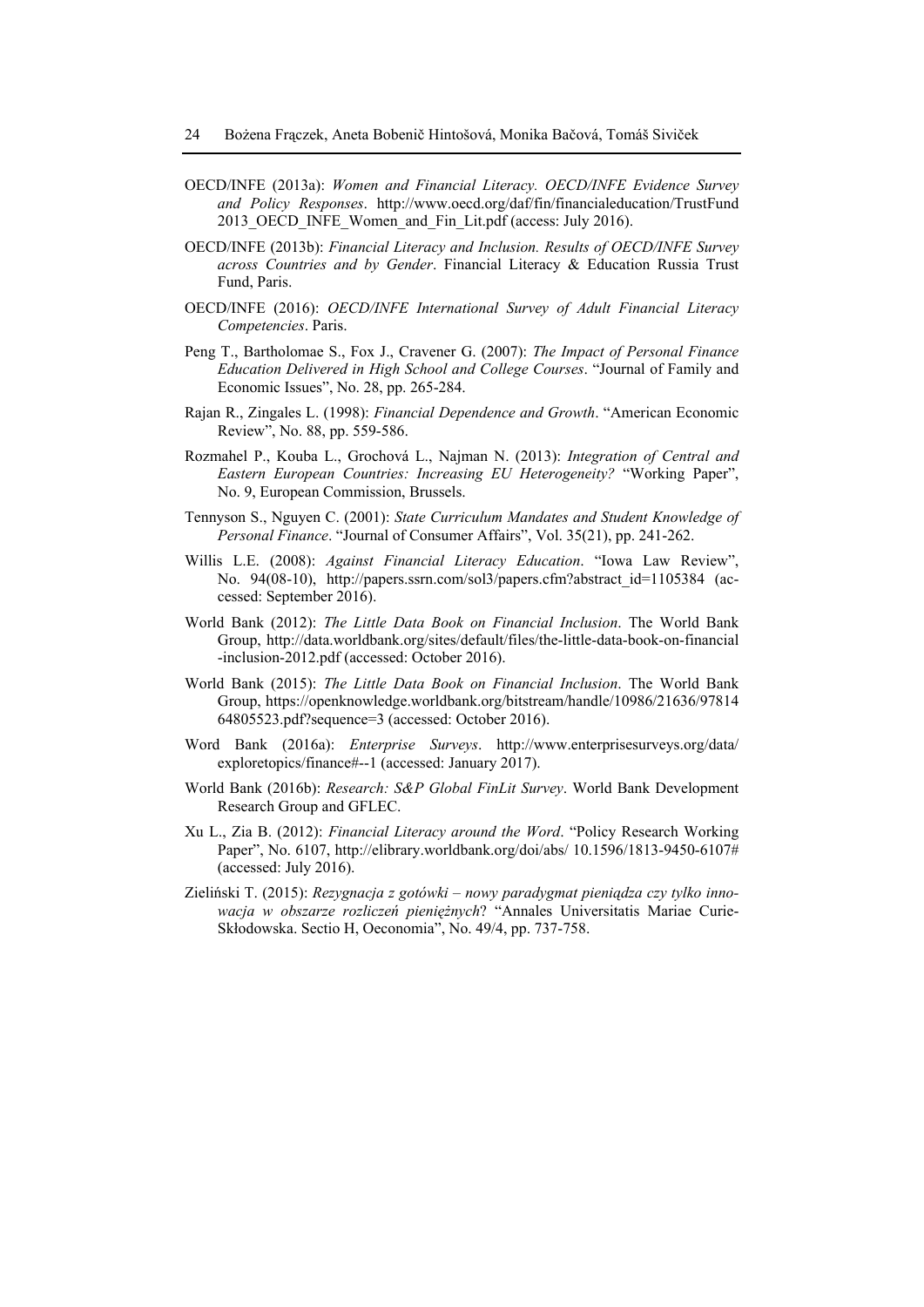OECD/INFE (2013a): *Women and Financial Literacy. OECD/INFE Evidence Survey and Policy Responses*. http://www.oecd.org/daf/fin/financialeducation/TrustFund 2013_OECD_INFE_Women_and_Fin_Lit.pdf (access: July 2016).

OECD/INFE (2013b): *Financial Literacy and Inclusion. Results of OECD/INFE Survey across Countries and by Gender*. Financial Literacy & Education Russia Trust Fund, Paris.

OECD/INFE (2016): *OECD/INFE International Survey of Adult Financial Literacy Competencies*. Paris.

Peng T., Bartholomae S., Fox J., Cravener G. (2007): *The Impact of Personal Finance Education Delivered in High School and College Courses*. "Journal of Family and Economic Issues", No. 28, pp. 265-284.

Rajan R., Zingales L. (1998): *Financial Dependence and Growth*. "American Economic Review", No. 88, pp. 559-586.

Rozmahel P., Kouba L., Grochová L., Najman N. (2013): *Integration of Central and Eastern European Countries: Increasing EU Heterogeneity?* "Working Paper", No. 9, European Commission, Brussels.

Tennyson S., Nguyen C. (2001): *State Curriculum Mandates and Student Knowledge of Personal Finance*. "Journal of Consumer Affairs", Vol. 35(21), pp. 241-262.

Willis L.E. (2008): *Against Financial Literacy Education*. "Iowa Law Review", No. 94(08-10), http://papers.ssrn.com/sol3/papers.cfm?abstract_id=1105384 (accessed: September 2016).

World Bank (2012): *The Little Data Book on Financial Inclusion*. The World Bank Group, http://data.worldbank.org/sites/default/files/the-little-data-book-on-financial -inclusion-2012.pdf (accessed: October 2016).

World Bank (2015): *The Little Data Book on Financial Inclusion*. The World Bank Group, https://openknowledge.worldbank.org/bitstream/handle/10986/21636/97814 64805523.pdf?sequence=3 (accessed: October 2016).

Word Bank (2016a): *Enterprise Surveys*. http://www.enterprisesurveys.org/data/ exploretopics/finance#--1 (accessed: January 2017).

World Bank (2016b): *Research: S&P Global FinLit Survey*. World Bank Development Research Group and GFLEC.

Xu L., Zia B. (2012): *Financial Literacy around the Word*. "Policy Research Working Paper", No. 6107, http://elibrary.worldbank.org/doi/abs/ 10.1596/1813-9450-6107# (accessed: July 2016).

Zieliński T. (2015): *Rezygnacja z gotówki – nowy paradygmat pieniądza czy tylko innowacja w obszarze rozliczeń pieniężnych*? "Annales Universitatis Mariae Curie-Skłodowska. Sectio H, Oeconomia", No. 49/4, pp. 737-758.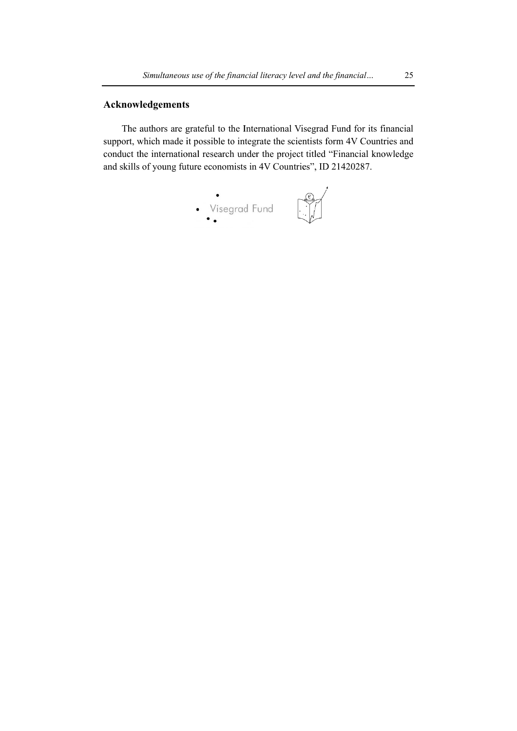## Acknowledgements

The authors are grateful to the International Visegrad Fund for its financial support, which made it possible to integrate the scientists form 4V Countries and conduct the international research under the project titled "Financial knowledge and skills of young future economists in 4V Countries", ID 21420287.